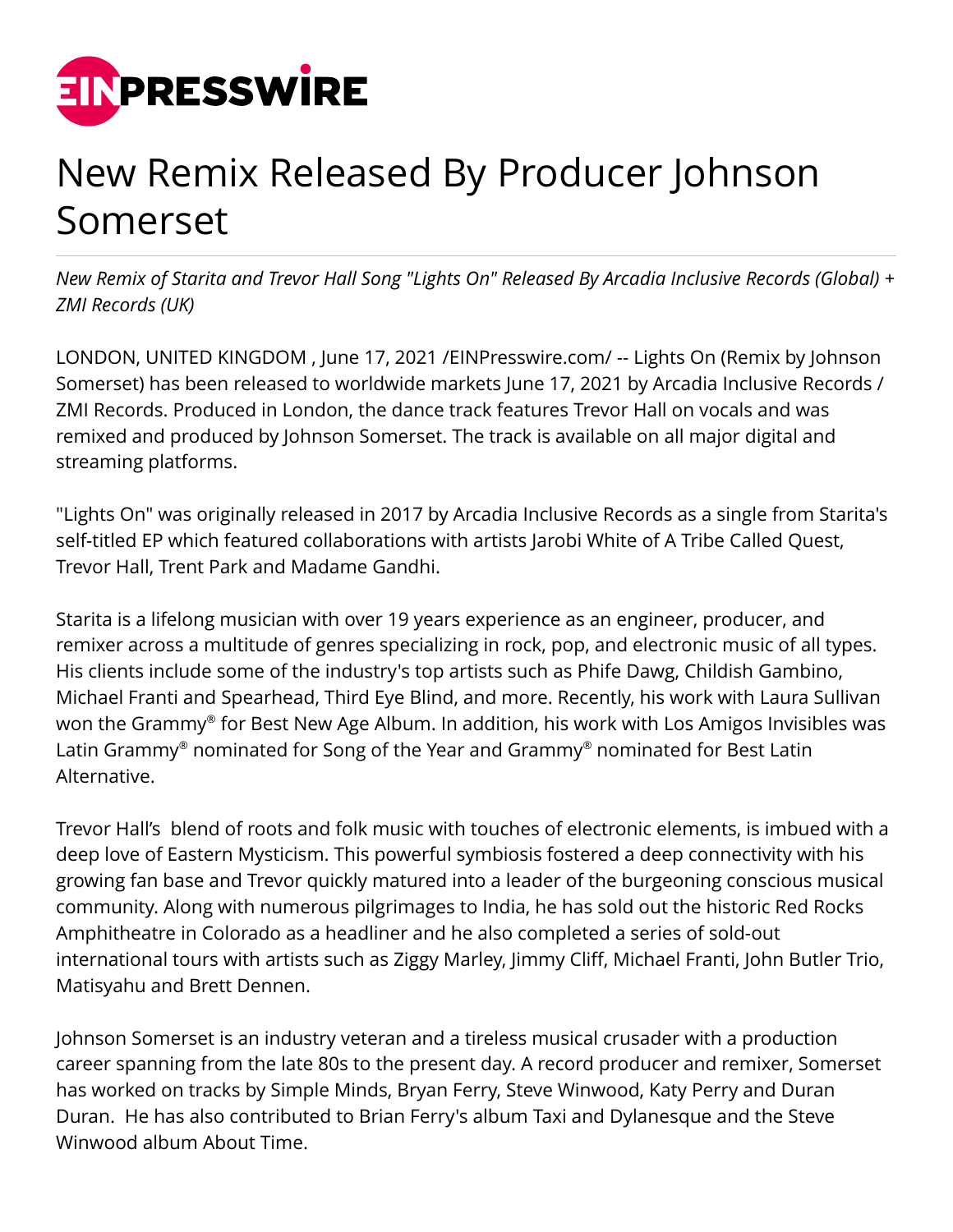# New Remix Released By Producer Johnson Somerset

*New Remix of Starita and Trevor Hall Song "Lights On" Released By Arcadia Inclusive Records (Global) + ZMI Records (UK)*

LONDON, UNITED KINGDOM , June 17, 2021 /EINPresswire.com/ -- Lights On (Remix by Johnson Somerset) has been released to worldwide markets June 17, 2021 by Arcadia Inclusive Records / ZMI Records. Produced in London, the dance track features Trevor Hall on vocals and was remixed and produced by Johnson Somerset. The track is available on all major digital and streaming platforms.

"Lights On" was originally released in 2017 by Arcadia Inclusive Records as a single from Starita's self-titled EP which featured collaborations with artists Jarobi White of A Tribe Called Quest, Trevor Hall, Trent Park and Madame Gandhi.

Starita is a lifelong musician with over 19 years experience as an engineer, producer, and remixer across a multitude of genres specializing in rock, pop, and electronic music of all types. His clients include some of the industry's top artists such as Phife Dawg, Childish Gambino, Michael Franti and Spearhead, Third Eye Blind, and more. Recently, his work with Laura Sullivan won the Grammy® for Best New Age Album. In addition, his work with Los Amigos Invisibles was Latin Grammy® nominated for Song of the Year and Grammy® nominated for Best Latin Alternative.

Trevor Hall's blend of roots and folk music with touches of electronic elements, is imbued with a deep love of Eastern Mysticism. This powerful symbiosis fostered a deep connectivity with his growing fan base and Trevor quickly matured into a leader of the burgeoning conscious musical community. Along with numerous pilgrimages to India, he has sold out the historic Red Rocks Amphitheatre in Colorado as a headliner and he also completed a series of sold-out international tours with artists such as Ziggy Marley, Jimmy Cliff, Michael Franti, John Butler Trio, Matisyahu and Brett Dennen.

Johnson Somerset is an industry veteran and a tireless musical crusader with a production career spanning from the late 80s to the present day. A record producer and remixer, Somerset has worked on tracks by Simple Minds, Bryan Ferry, Steve Winwood, Katy Perry and Duran Duran. He has also contributed to Brian Ferry's album Taxi and Dylanesque and the Steve Winwood album About Time.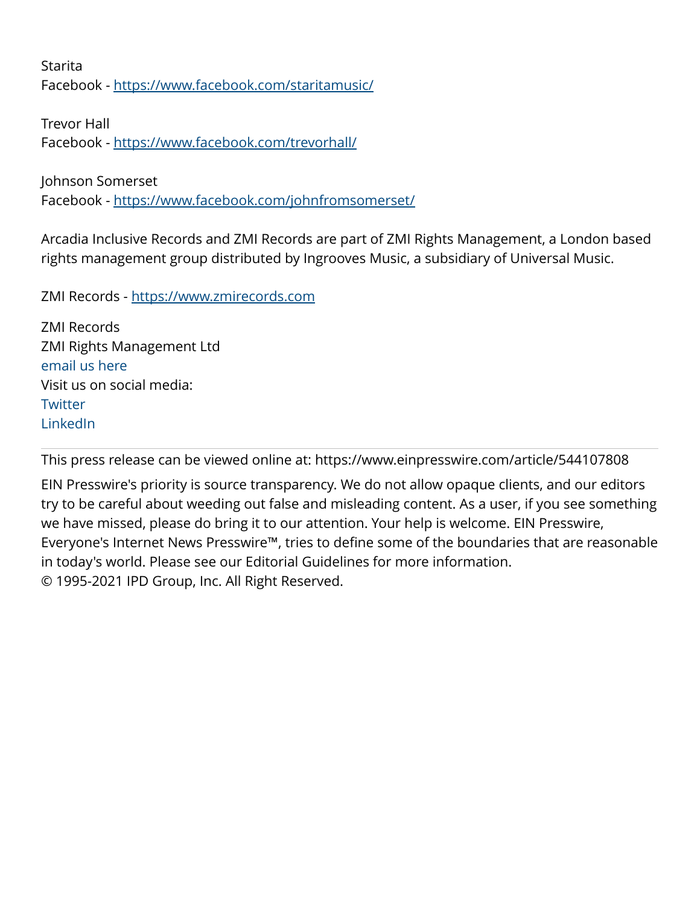Starita
Facebook - https://www.facebook.com/staritamusic/

Trevor Hall
Facebook - https://www.facebook.com/trevorhall/

Johnson Somerset
Facebook - https://www.facebook.com/johnfromsomerset/

Arcadia Inclusive Records and ZMI Records are part of ZMI Rights Management, a London based rights management group distributed by Ingrooves Music, a subsidiary of Universal Music.

ZMI Records - https://www.zmirecords.com

ZMI Records
ZMI Rights Management Ltd
email us here
Visit us on social media:
Twitter
LinkedIn

---

This press release can be viewed online at: https://www.einpresswire.com/article/544107808

EIN Presswire's priority is source transparency. We do not allow opaque clients, and our editors try to be careful about weeding out false and misleading content. As a user, if you see something we have missed, please do bring it to our attention. Your help is welcome. EIN Presswire, Everyone's Internet News Presswire™, tries to define some of the boundaries that are reasonable in today's world. Please see our Editorial Guidelines for more information.
© 1995-2021 IPD Group, Inc. All Right Reserved.